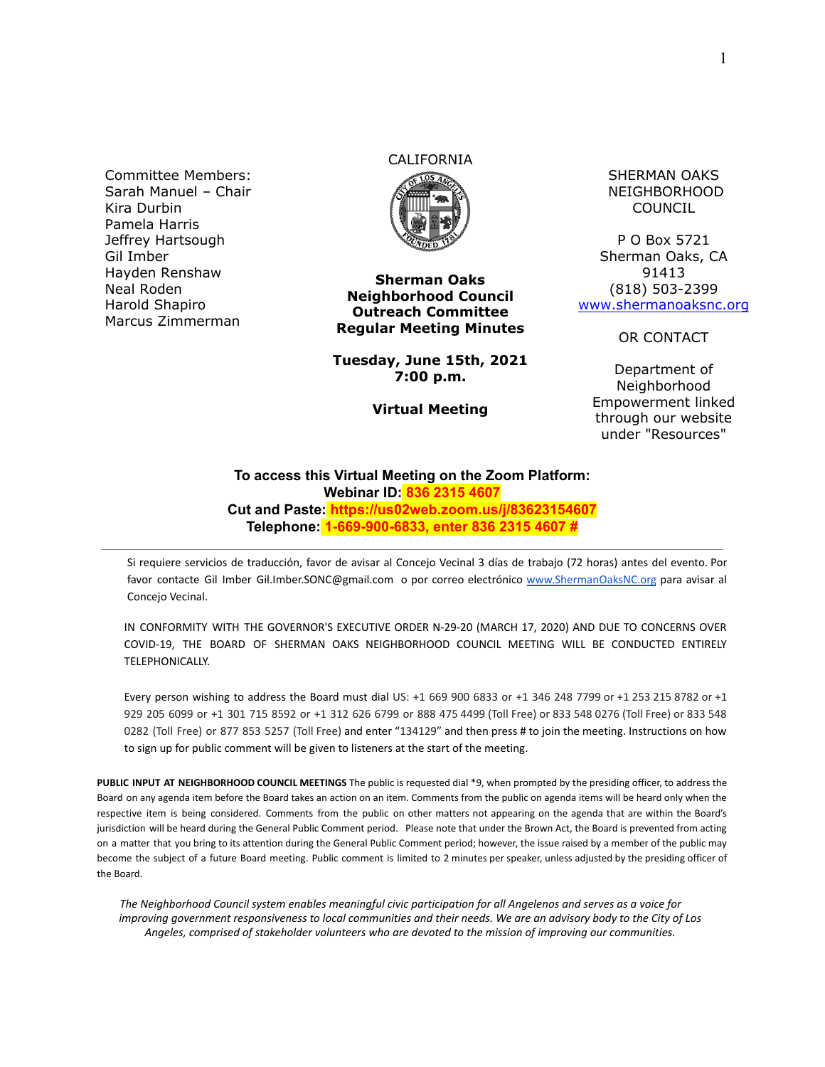Committee Members:
Sarah Manuel – Chair
Kira Durbin
Pamela Harris
Jeffrey Hartsough
Gil Imber
Hayden Renshaw
Neal Roden
Harold Shapiro
Marcus Zimmerman

CALIFORNIA

# Sherman Oaks Neighborhood Council Outreach Committee Regular Meeting Minutes

**Tuesday, June 15th, 2021**
**7:00 p.m.**

**Virtual Meeting**

SHERMAN OAKS NEIGHBORHOOD COUNCIL

P O Box 5721
Sherman Oaks, CA 91413
(818) 503-2399
[www.shermanoaksnc.org](http://www.shermanoaksnc.org)

OR CONTACT

Department of Neighborhood Empowerment linked through our website under "Resources"

**To access this Virtual Meeting on the Zoom Platform:**
**Webinar ID: 836 2315 4607**
**Cut and Paste: https://us02web.zoom.us/j/83623154607**
**Telephone: 1-669-900-6833, enter 836 2315 4607 #**

---

Si requiere servicios de traducción, favor de avisar al Concejo Vecinal 3 días de trabajo (72 horas) antes del evento. Por favor contacte Gil Imber Gil.Imber.SONC@gmail.com o por correo electrónico [www.ShermanOaksNC.org](http://www.ShermanOaksNC.org) para avisar al Concejo Vecinal.

IN CONFORMITY WITH THE GOVERNOR'S EXECUTIVE ORDER N-29-20 (MARCH 17, 2020) AND DUE TO CONCERNS OVER COVID-19, THE BOARD OF SHERMAN OAKS NEIGHBORHOOD COUNCIL MEETING WILL BE CONDUCTED ENTIRELY TELEPHONICALLY.

Every person wishing to address the Board must dial US: +1 669 900 6833 or +1 346 248 7799 or +1 253 215 8782 or +1 929 205 6099 or +1 301 715 8592 or +1 312 626 6799 or 888 475 4499 (Toll Free) or 833 548 0276 (Toll Free) or 833 548 0282 (Toll Free) or 877 853 5257 (Toll Free) and enter "134129" and then press # to join the meeting. Instructions on how to sign up for public comment will be given to listeners at the start of the meeting.

**PUBLIC INPUT AT NEIGHBORHOOD COUNCIL MEETINGS** The public is requested dial *9, when prompted by the presiding officer, to address the Board on any agenda item before the Board takes an action on an item. Comments from the public on agenda items will be heard only when the respective item is being considered. Comments from the public on other matters not appearing on the agenda that are within the Board's jurisdiction will be heard during the General Public Comment period. Please note that under the Brown Act, the Board is prevented from acting on a matter that you bring to its attention during the General Public Comment period; however, the issue raised by a member of the public may become the subject of a future Board meeting. Public comment is limited to 2 minutes per speaker, unless adjusted by the presiding officer of the Board.

*The Neighborhood Council system enables meaningful civic participation for all Angelenos and serves as a voice for improving government responsiveness to local communities and their needs. We are an advisory body to the City of Los Angeles, comprised of stakeholder volunteers who are devoted to the mission of improving our communities.*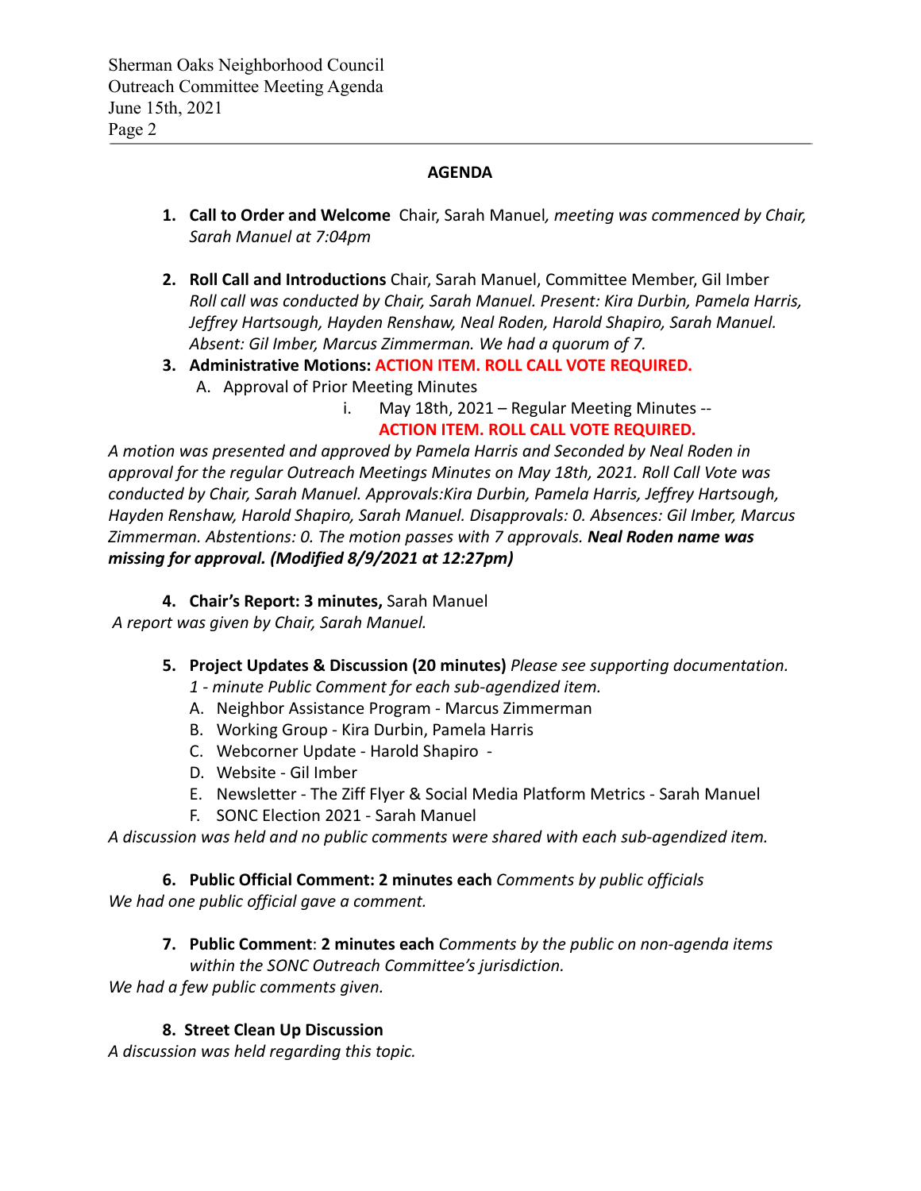## AGENDA

1. **Call to Order and Welcome** Chair, Sarah Manuel, *meeting was commenced by Chair, Sarah Manuel at 7:04pm*

2. **Roll Call and Introductions** Chair, Sarah Manuel, Committee Member, Gil Imber *Roll call was conducted by Chair, Sarah Manuel. Present: Kira Durbin, Pamela Harris, Jeffrey Hartsough, Hayden Renshaw, Neal Roden, Harold Shapiro, Sarah Manuel. Absent: Gil Imber, Marcus Zimmerman. We had a quorum of 7.*

3. **Administrative Motions: ACTION ITEM. ROLL CALL VOTE REQUIRED.**
   A. Approval of Prior Meeting Minutes
      i. May 18th, 2021 – Regular Meeting Minutes -- **ACTION ITEM. ROLL CALL VOTE REQUIRED.**

*A motion was presented and approved by Pamela Harris and Seconded by Neal Roden in approval for the regular Outreach Meetings Minutes on May 18th, 2021. Roll Call Vote was conducted by Chair, Sarah Manuel. Approvals:Kira Durbin, Pamela Harris, Jeffrey Hartsough, Hayden Renshaw, Harold Shapiro, Sarah Manuel. Disapprovals: 0. Absences: Gil Imber, Marcus Zimmerman. Abstentions: 0. The motion passes with 7 approvals.* ***Neal Roden name was missing for approval. (Modified 8/9/2021 at 12:27pm)***

4. **Chair's Report: 3 minutes,** Sarah Manuel

*A report was given by Chair, Sarah Manuel.*

5. **Project Updates & Discussion (20 minutes)** *Please see supporting documentation. 1 - minute Public Comment for each sub-agendized item.*
   A. Neighbor Assistance Program - Marcus Zimmerman
   B. Working Group - Kira Durbin, Pamela Harris
   C. Webcorner Update - Harold Shapiro -
   D. Website - Gil Imber
   E. Newsletter - The Ziff Flyer & Social Media Platform Metrics - Sarah Manuel
   F. SONC Election 2021 - Sarah Manuel

*A discussion was held and no public comments were shared with each sub-agendized item.*

6. **Public Official Comment: 2 minutes each** *Comments by public officials*

*We had one public official gave a comment.*

7. **Public Comment**: **2 minutes each** *Comments by the public on non-agenda items within the SONC Outreach Committee's jurisdiction.*

*We had a few public comments given.*

8. **Street Clean Up Discussion**

*A discussion was held regarding this topic.*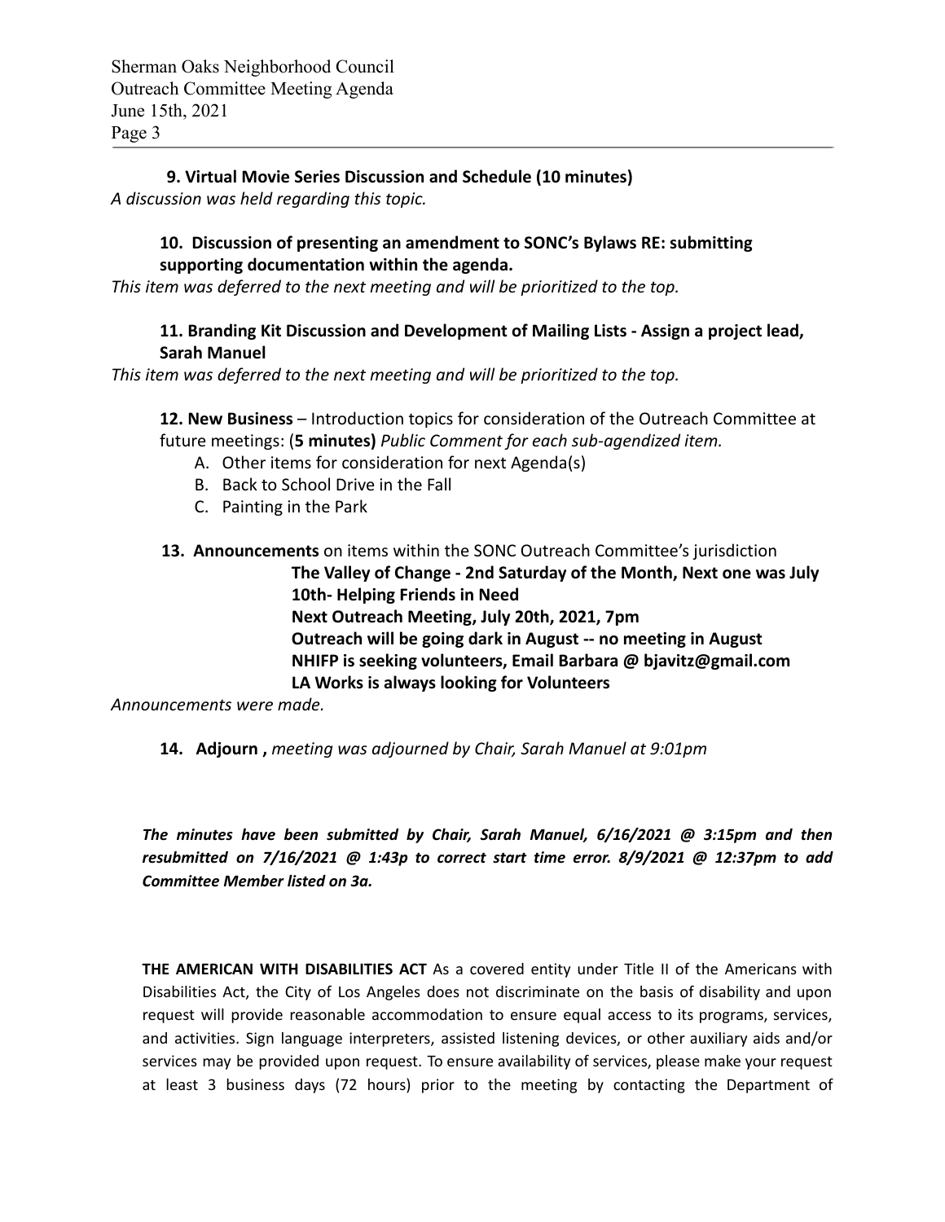**9. Virtual Movie Series Discussion and Schedule (10 minutes)**

*A discussion was held regarding this topic.*

**10. Discussion of presenting an amendment to SONC's Bylaws RE: submitting supporting documentation within the agenda.**

*This item was deferred to the next meeting and will be prioritized to the top.*

**11. Branding Kit Discussion and Development of Mailing Lists - Assign a project lead, Sarah Manuel**

*This item was deferred to the next meeting and will be prioritized to the top.*

**12. New Business** – Introduction topics for consideration of the Outreach Committee at future meetings: (**5 minutes)** *Public Comment for each sub-agendized item.*

A. Other items for consideration for next Agenda(s)
B. Back to School Drive in the Fall
C. Painting in the Park

**13. Announcements** on items within the SONC Outreach Committee's jurisdiction

**The Valley of Change - 2nd Saturday of the Month, Next one was July 10th- Helping Friends in Need**
**Next Outreach Meeting, July 20th, 2021, 7pm**
**Outreach will be going dark in August -- no meeting in August**
**NHIFP is seeking volunteers, Email Barbara @ bjavitz@gmail.com**
**LA Works is always looking for Volunteers**

*Announcements were made.*

**14. Adjourn ,** *meeting was adjourned by Chair, Sarah Manuel at 9:01pm*

***The minutes have been submitted by Chair, Sarah Manuel, 6/16/2021 @ 3:15pm and then resubmitted on 7/16/2021 @ 1:43p to correct start time error. 8/9/2021 @ 12:37pm to add Committee Member listed on 3a.***

**THE AMERICAN WITH DISABILITIES ACT** As a covered entity under Title II of the Americans with Disabilities Act, the City of Los Angeles does not discriminate on the basis of disability and upon request will provide reasonable accommodation to ensure equal access to its programs, services, and activities. Sign language interpreters, assisted listening devices, or other auxiliary aids and/or services may be provided upon request. To ensure availability of services, please make your request at least 3 business days (72 hours) prior to the meeting by contacting the Department of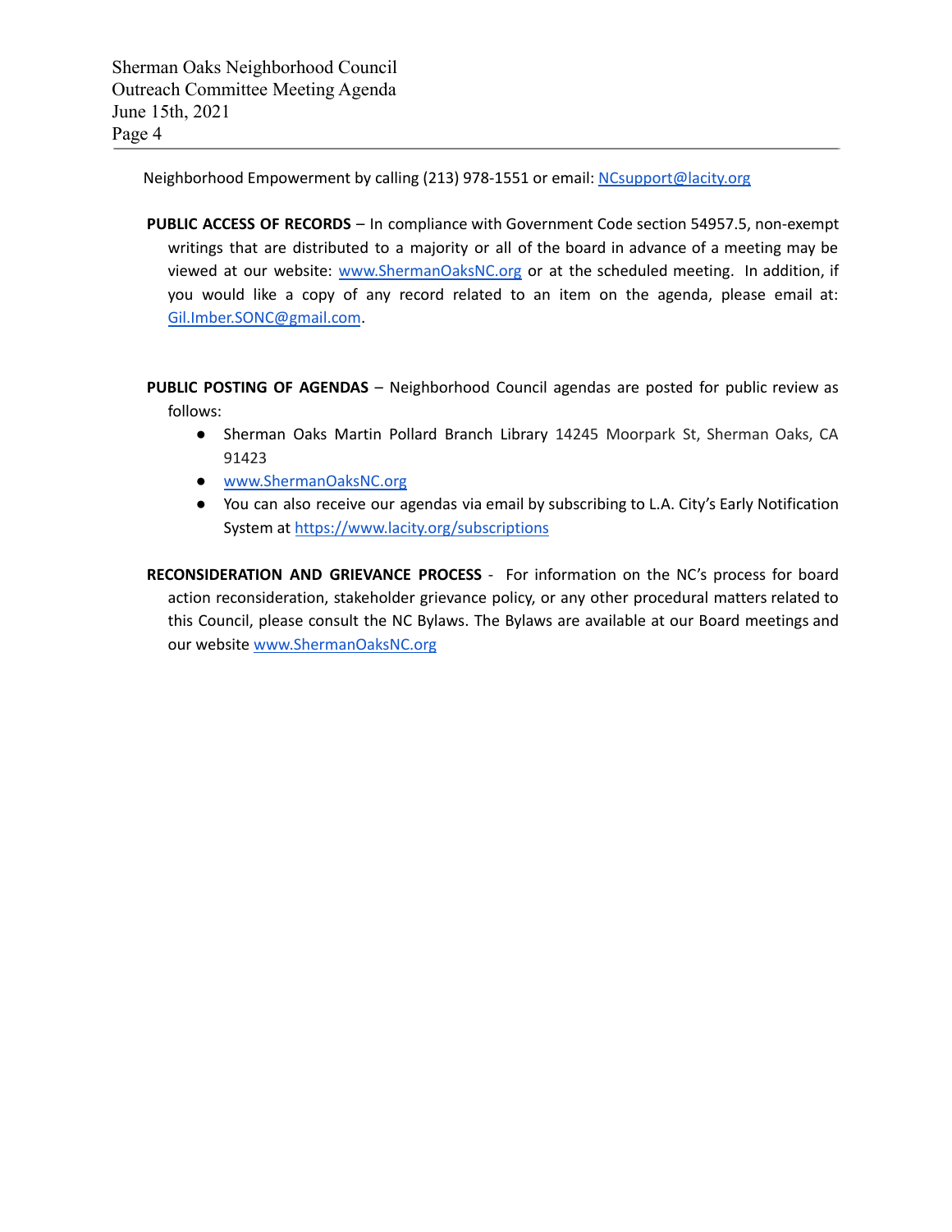Neighborhood Empowerment by calling (213) 978-1551 or email: NCsupport@lacity.org

**PUBLIC ACCESS OF RECORDS** – In compliance with Government Code section 54957.5, non-exempt writings that are distributed to a majority or all of the board in advance of a meeting may be viewed at our website: www.ShermanOaksNC.org or at the scheduled meeting. In addition, if you would like a copy of any record related to an item on the agenda, please email at: Gil.Imber.SONC@gmail.com.

**PUBLIC POSTING OF AGENDAS** – Neighborhood Council agendas are posted for public review as follows:

- Sherman Oaks Martin Pollard Branch Library 14245 Moorpark St, Sherman Oaks, CA 91423
- www.ShermanOaksNC.org
- You can also receive our agendas via email by subscribing to L.A. City's Early Notification System at https://www.lacity.org/subscriptions

**RECONSIDERATION AND GRIEVANCE PROCESS** - For information on the NC's process for board action reconsideration, stakeholder grievance policy, or any other procedural matters related to this Council, please consult the NC Bylaws. The Bylaws are available at our Board meetings and our website www.ShermanOaksNC.org